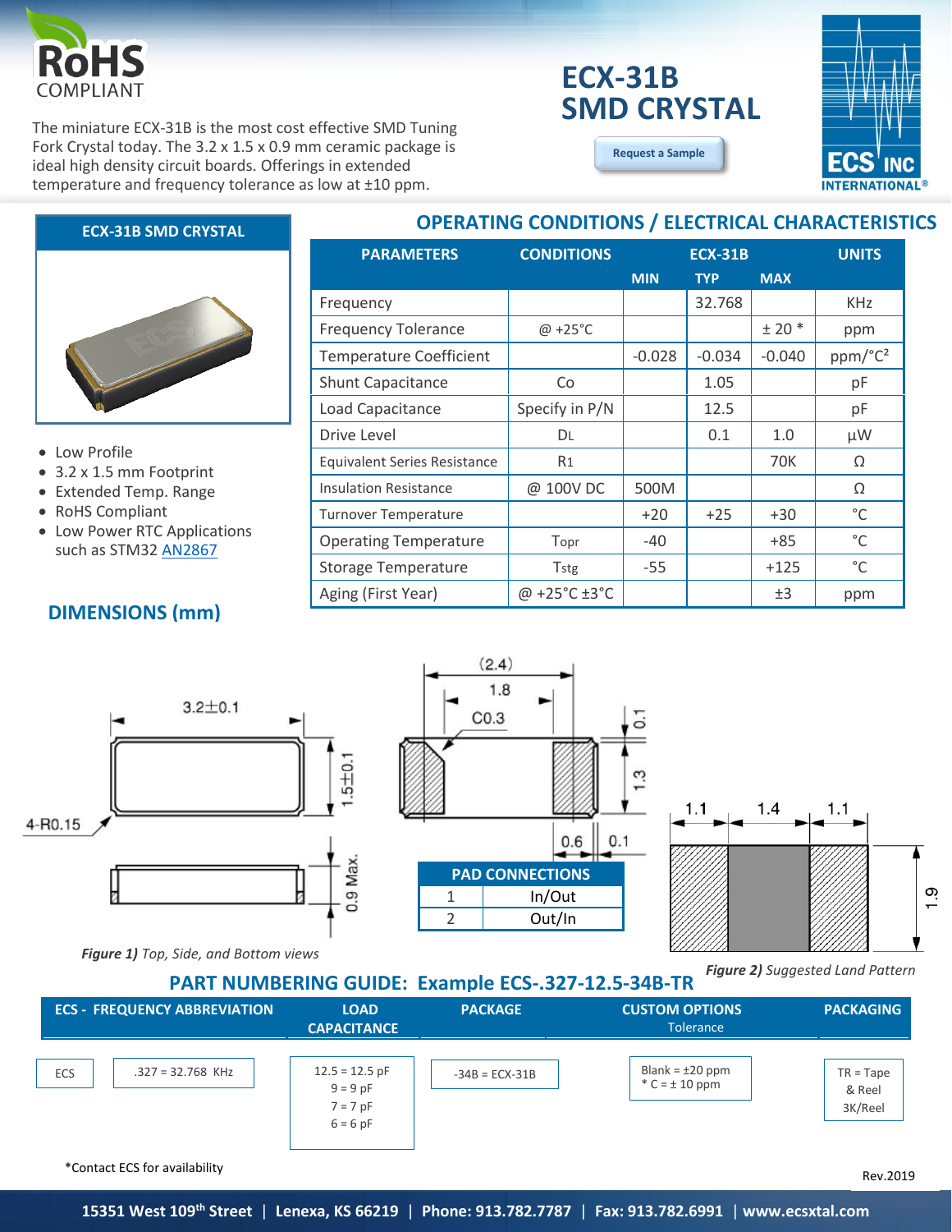# ECX-31B SMD CRYSTAL

RoHS COMPLIANT

The miniature ECX-31B is the most cost effective SMD Tuning Fork Crystal today. The 3.2 x 1.5 x 0.9 mm ceramic package is ideal high density circuit boards. Offerings in extended temperature and frequency tolerance as low at ±10 ppm.

Request a Sample

## ECX-31B SMD CRYSTAL

- Low Profile
- 3.2 x 1.5 mm Footprint
- Extended Temp. Range
- RoHS Compliant
- Low Power RTC Applications such as STM32 AN2867

## OPERATING CONDITIONS / ELECTRICAL CHARACTERISTICS

| PARAMETERS | CONDITIONS | ECX-31B MIN | ECX-31B TYP | ECX-31B MAX | UNITS |
|---|---|---|---|---|---|
| Frequency | | | 32.768 | | KHz |
| Frequency Tolerance | @ +25°C | | | ± 20 * | ppm |
| Temperature Coefficient | | -0.028 | -0.034 | -0.040 | ppm/°C² |
| Shunt Capacitance | Co | | 1.05 | | pF |
| Load Capacitance | Specify in P/N | | 12.5 | | pF |
| Drive Level | DL | | 0.1 | 1.0 | µW |
| Equivalent Series Resistance | R1 | | | 70K | Ω |
| Insulation Resistance | @ 100V DC | 500M | | | Ω |
| Turnover Temperature | | +20 | +25 | +30 | °C |
| Operating Temperature | Topr | -40 | | +85 | °C |
| Storage Temperature | Tstg | -55 | | +125 | °C |
| Aging (First Year) | @ +25°C ±3°C | | | ±3 | ppm |

## DIMENSIONS (mm)

3.2±0.1 | 1.5±0.1 | 4-R0.15 | 0.9 Max. | (2.4) | 1.8 | C0.3 | 0.1 | 1.3 | 0.6 | 0.1

| PAD CONNECTIONS | |
|---|---|
| 1 | In/Out |
| 2 | Out/In |

***Figure 1)*** *Top, Side, and Bottom views*

1.1 | 1.4 | 1.1 | 1.9

***Figure 2)*** *Suggested Land Pattern*

## PART NUMBERING GUIDE: Example ECS-.327-12.5-34B-TR

| ECS - FREQUENCY ABBREVIATION | | LOAD CAPACITANCE | PACKAGE | CUSTOM OPTIONS Tolerance | PACKAGING |
|---|---|---|---|---|---|
| ECS | .327 = 32.768 KHz | 12.5 = 12.5 pF<br>9 = 9 pF<br>7 = 7 pF<br>6 = 6 pF | -34B = ECX-31B | Blank = ±20 ppm<br>* C = ± 10 ppm | TR = Tape & Reel 3K/Reel |

*Contact ECS for availability

Rev.2019

15351 West 109th Street | Lenexa, KS 66219 | Phone: 913.782.7787 | Fax: 913.782.6991 | www.ecsxtal.com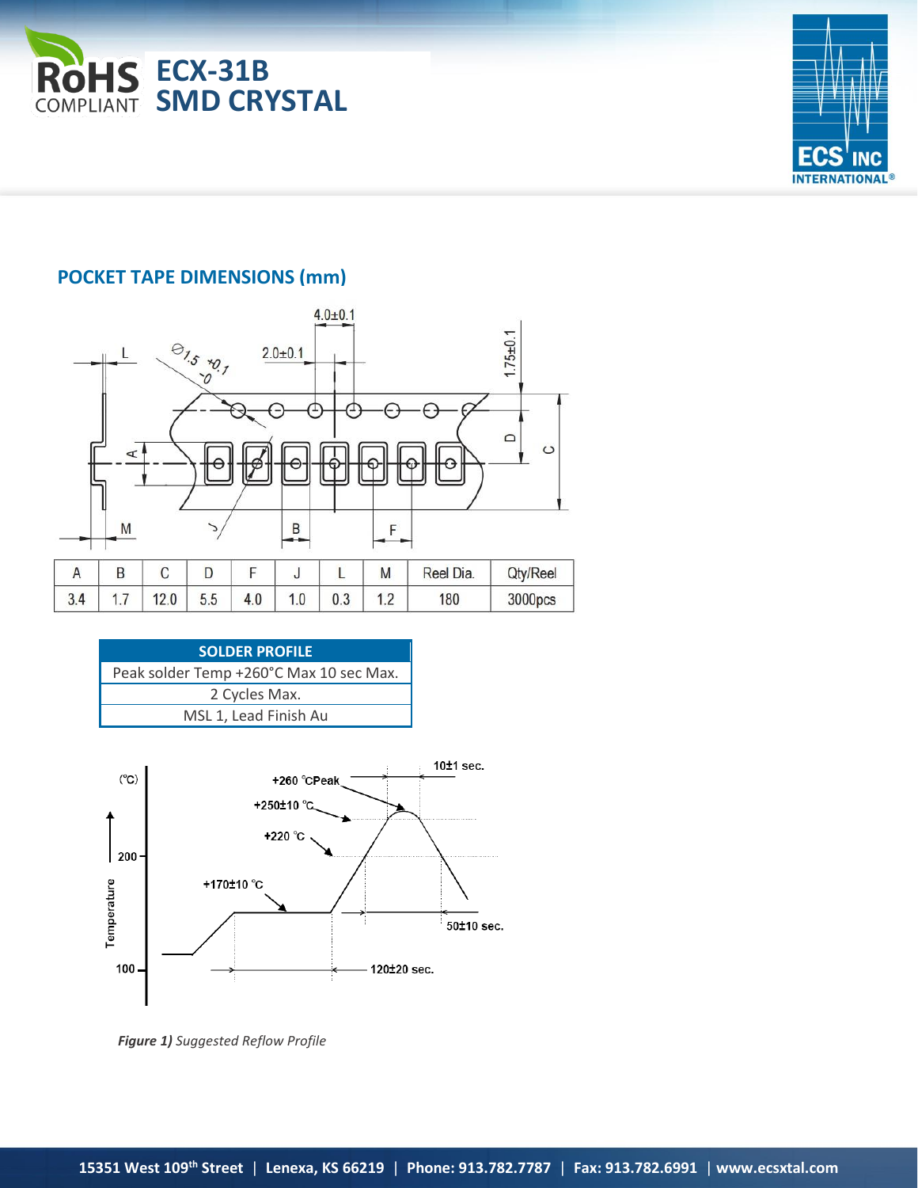# ECX-31B SMD CRYSTAL

## POCKET TAPE DIMENSIONS (mm)

4.0±0.1

2.0±0.1

Ø1.5 +0.1 -0

1.75±0.1

L

A

D

C

M

J

B

F

| A | B | C | D | F | J | L | M | Reel Dia. | Qty/Reel |
|---|---|---|---|---|---|---|---|---|---|
| 3.4 | 1.7 | 12.0 | 5.5 | 4.0 | 1.0 | 0.3 | 1.2 | 180 | 3000pcs |

| SOLDER PROFILE |
|---|
| Peak solder Temp +260°C Max 10 sec Max. |
| 2 Cycles Max. |
| MSL 1, Lead Finish Au |

(℃)

Temperature

200

100

+260 ℃Peak

+250±10 ℃

+220 ℃

+170±10 ℃

10±1 sec.

50±10 sec.

120±20 sec.

***Figure 1)*** *Suggested Reflow Profile*

15351 West 109th Street | Lenexa, KS 66219 | Phone: 913.782.7787 | Fax: 913.782.6991 | www.ecsxtal.com